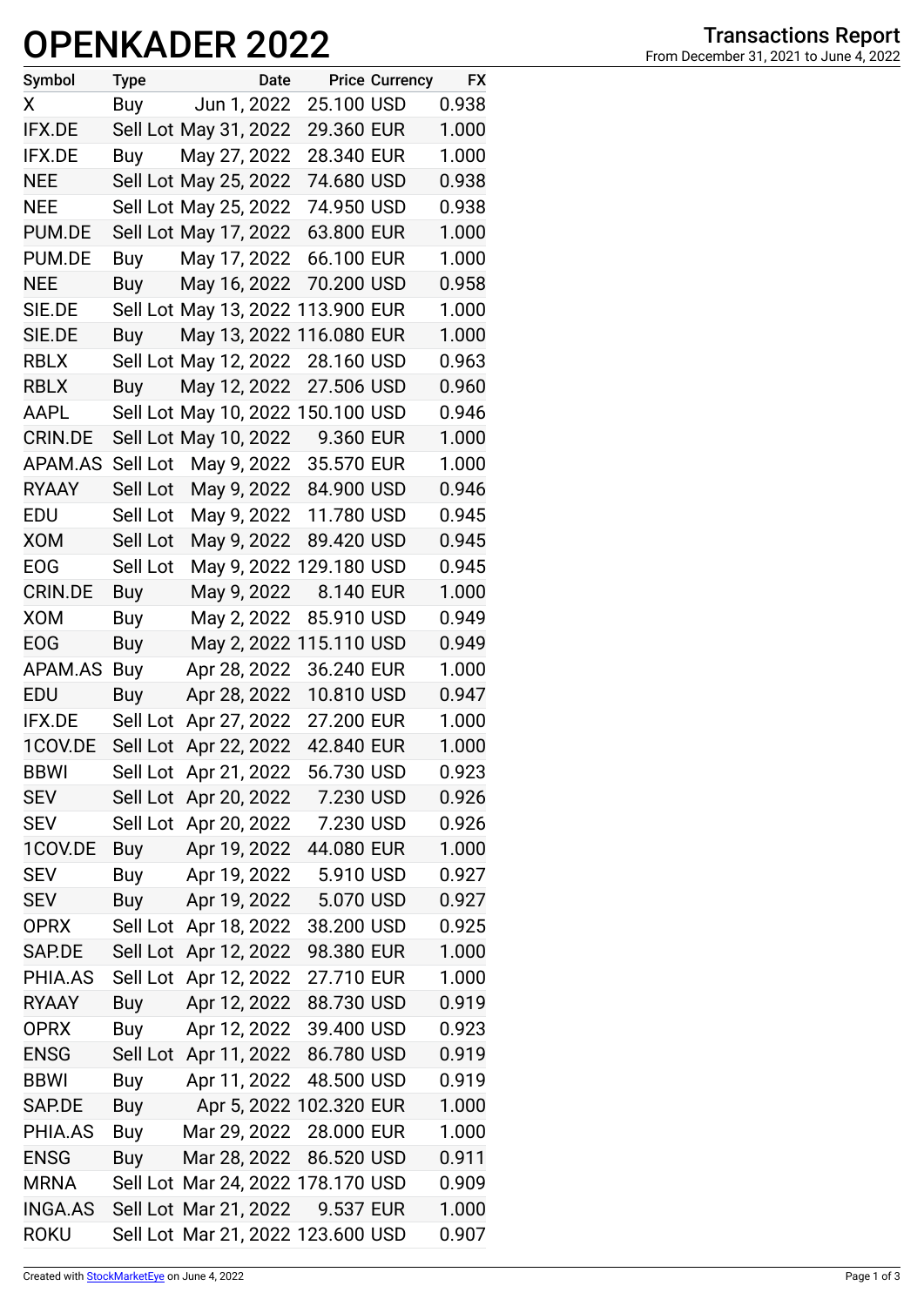# OPENKADER 2022

**Transactions Report**
From December 31, 2021 to June 4, 2022

| Symbol | Type | Date | Price | Currency | FX |
|---|---|---|---|---|---|
| X | Buy | Jun 1, 2022 | 25.100 | USD | 0.938 |
| IFX.DE | Sell Lot | May 31, 2022 | 29.360 | EUR | 1.000 |
| IFX.DE | Buy | May 27, 2022 | 28.340 | EUR | 1.000 |
| NEE | Sell Lot | May 25, 2022 | 74.680 | USD | 0.938 |
| NEE | Sell Lot | May 25, 2022 | 74.950 | USD | 0.938 |
| PUM.DE | Sell Lot | May 17, 2022 | 63.800 | EUR | 1.000 |
| PUM.DE | Buy | May 17, 2022 | 66.100 | EUR | 1.000 |
| NEE | Buy | May 16, 2022 | 70.200 | USD | 0.958 |
| SIE.DE | Sell Lot | May 13, 2022 | 113.900 | EUR | 1.000 |
| SIE.DE | Buy | May 13, 2022 | 116.080 | EUR | 1.000 |
| RBLX | Sell Lot | May 12, 2022 | 28.160 | USD | 0.963 |
| RBLX | Buy | May 12, 2022 | 27.506 | USD | 0.960 |
| AAPL | Sell Lot | May 10, 2022 | 150.100 | USD | 0.946 |
| CRIN.DE | Sell Lot | May 10, 2022 | 9.360 | EUR | 1.000 |
| APAM.AS | Sell Lot | May 9, 2022 | 35.570 | EUR | 1.000 |
| RYAAY | Sell Lot | May 9, 2022 | 84.900 | USD | 0.946 |
| EDU | Sell Lot | May 9, 2022 | 11.780 | USD | 0.945 |
| XOM | Sell Lot | May 9, 2022 | 89.420 | USD | 0.945 |
| EOG | Sell Lot | May 9, 2022 | 129.180 | USD | 0.945 |
| CRIN.DE | Buy | May 9, 2022 | 8.140 | EUR | 1.000 |
| XOM | Buy | May 2, 2022 | 85.910 | USD | 0.949 |
| EOG | Buy | May 2, 2022 | 115.110 | USD | 0.949 |
| APAM.AS | Buy | Apr 28, 2022 | 36.240 | EUR | 1.000 |
| EDU | Buy | Apr 28, 2022 | 10.810 | USD | 0.947 |
| IFX.DE | Sell Lot | Apr 27, 2022 | 27.200 | EUR | 1.000 |
| 1COV.DE | Sell Lot | Apr 22, 2022 | 42.840 | EUR | 1.000 |
| BBWI | Sell Lot | Apr 21, 2022 | 56.730 | USD | 0.923 |
| SEV | Sell Lot | Apr 20, 2022 | 7.230 | USD | 0.926 |
| SEV | Sell Lot | Apr 20, 2022 | 7.230 | USD | 0.926 |
| 1COV.DE | Buy | Apr 19, 2022 | 44.080 | EUR | 1.000 |
| SEV | Buy | Apr 19, 2022 | 5.910 | USD | 0.927 |
| SEV | Buy | Apr 19, 2022 | 5.070 | USD | 0.927 |
| OPRX | Sell Lot | Apr 18, 2022 | 38.200 | USD | 0.925 |
| SAP.DE | Sell Lot | Apr 12, 2022 | 98.380 | EUR | 1.000 |
| PHIA.AS | Sell Lot | Apr 12, 2022 | 27.710 | EUR | 1.000 |
| RYAAY | Buy | Apr 12, 2022 | 88.730 | USD | 0.919 |
| OPRX | Buy | Apr 12, 2022 | 39.400 | USD | 0.923 |
| ENSG | Sell Lot | Apr 11, 2022 | 86.780 | USD | 0.919 |
| BBWI | Buy | Apr 11, 2022 | 48.500 | USD | 0.919 |
| SAP.DE | Buy | Apr 5, 2022 | 102.320 | EUR | 1.000 |
| PHIA.AS | Buy | Mar 29, 2022 | 28.000 | EUR | 1.000 |
| ENSG | Buy | Mar 28, 2022 | 86.520 | USD | 0.911 |
| MRNA | Sell Lot | Mar 24, 2022 | 178.170 | USD | 0.909 |
| INGA.AS | Sell Lot | Mar 21, 2022 | 9.537 | EUR | 1.000 |
| ROKU | Sell Lot | Mar 21, 2022 | 123.600 | USD | 0.907 |

Created with StockMarketEye on June 4, 2022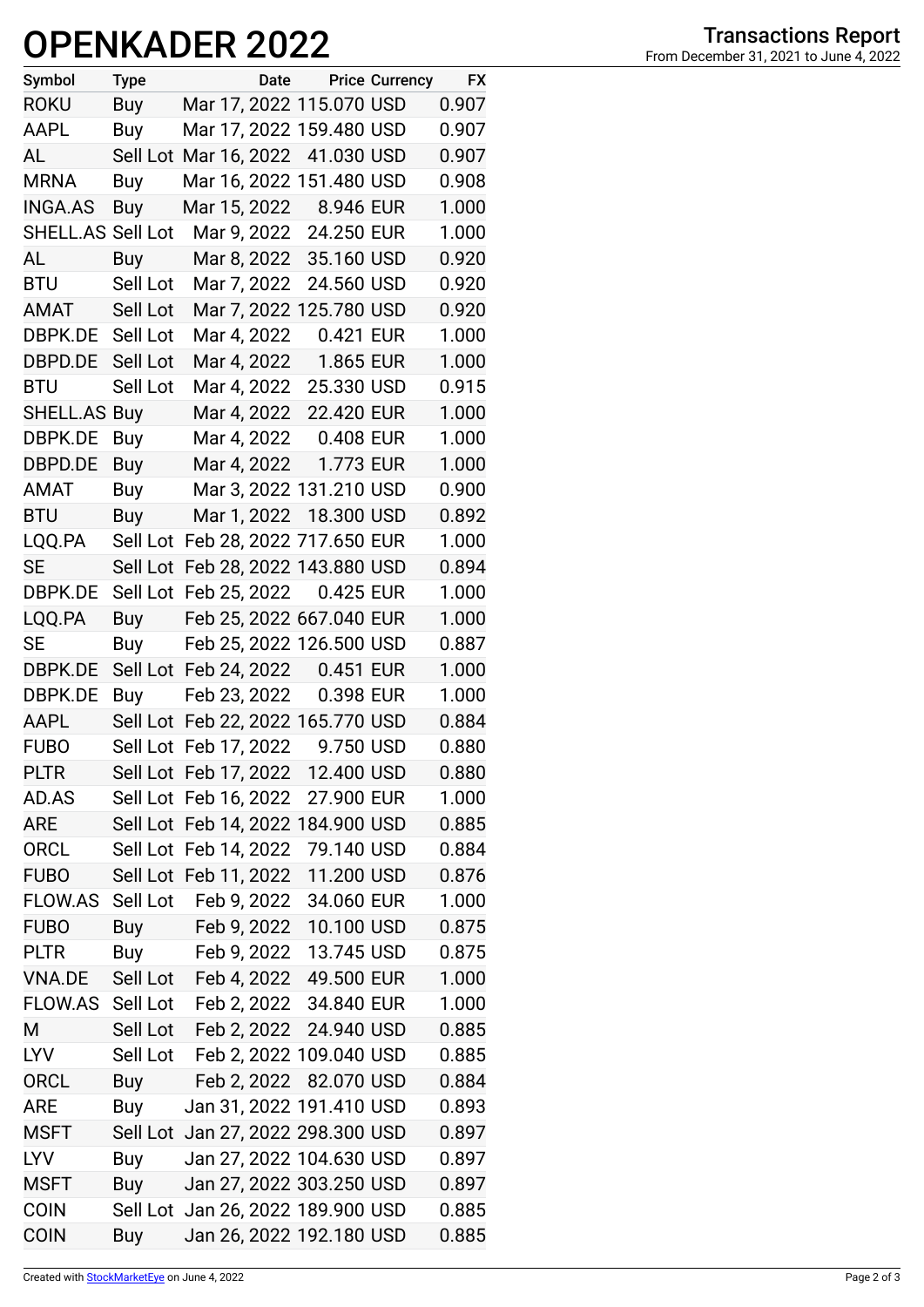# OPENKADER 2022

**Transactions Report**
From December 31, 2021 to June 4, 2022

| Symbol | Type | Date | Price | Currency | FX |
|---|---|---|---|---|---|
| ROKU | Buy | Mar 17, 2022 | 115.070 | USD | 0.907 |
| AAPL | Buy | Mar 17, 2022 | 159.480 | USD | 0.907 |
| AL | Sell Lot | Mar 16, 2022 | 41.030 | USD | 0.907 |
| MRNA | Buy | Mar 16, 2022 | 151.480 | USD | 0.908 |
| INGA.AS | Buy | Mar 15, 2022 | 8.946 | EUR | 1.000 |
| SHELL.AS | Sell Lot | Mar 9, 2022 | 24.250 | EUR | 1.000 |
| AL | Buy | Mar 8, 2022 | 35.160 | USD | 0.920 |
| BTU | Sell Lot | Mar 7, 2022 | 24.560 | USD | 0.920 |
| AMAT | Sell Lot | Mar 7, 2022 | 125.780 | USD | 0.920 |
| DBPK.DE | Sell Lot | Mar 4, 2022 | 0.421 | EUR | 1.000 |
| DBPD.DE | Sell Lot | Mar 4, 2022 | 1.865 | EUR | 1.000 |
| BTU | Sell Lot | Mar 4, 2022 | 25.330 | USD | 0.915 |
| SHELL.AS | Buy | Mar 4, 2022 | 22.420 | EUR | 1.000 |
| DBPK.DE | Buy | Mar 4, 2022 | 0.408 | EUR | 1.000 |
| DBPD.DE | Buy | Mar 4, 2022 | 1.773 | EUR | 1.000 |
| AMAT | Buy | Mar 3, 2022 | 131.210 | USD | 0.900 |
| BTU | Buy | Mar 1, 2022 | 18.300 | USD | 0.892 |
| LQQ.PA | Sell Lot | Feb 28, 2022 | 717.650 | EUR | 1.000 |
| SE | Sell Lot | Feb 28, 2022 | 143.880 | USD | 0.894 |
| DBPK.DE | Sell Lot | Feb 25, 2022 | 0.425 | EUR | 1.000 |
| LQQ.PA | Buy | Feb 25, 2022 | 667.040 | EUR | 1.000 |
| SE | Buy | Feb 25, 2022 | 126.500 | USD | 0.887 |
| DBPK.DE | Sell Lot | Feb 24, 2022 | 0.451 | EUR | 1.000 |
| DBPK.DE | Buy | Feb 23, 2022 | 0.398 | EUR | 1.000 |
| AAPL | Sell Lot | Feb 22, 2022 | 165.770 | USD | 0.884 |
| FUBO | Sell Lot | Feb 17, 2022 | 9.750 | USD | 0.880 |
| PLTR | Sell Lot | Feb 17, 2022 | 12.400 | USD | 0.880 |
| AD.AS | Sell Lot | Feb 16, 2022 | 27.900 | EUR | 1.000 |
| ARE | Sell Lot | Feb 14, 2022 | 184.900 | USD | 0.885 |
| ORCL | Sell Lot | Feb 14, 2022 | 79.140 | USD | 0.884 |
| FUBO | Sell Lot | Feb 11, 2022 | 11.200 | USD | 0.876 |
| FLOW.AS | Sell Lot | Feb 9, 2022 | 34.060 | EUR | 1.000 |
| FUBO | Buy | Feb 9, 2022 | 10.100 | USD | 0.875 |
| PLTR | Buy | Feb 9, 2022 | 13.745 | USD | 0.875 |
| VNA.DE | Sell Lot | Feb 4, 2022 | 49.500 | EUR | 1.000 |
| FLOW.AS | Sell Lot | Feb 2, 2022 | 34.840 | EUR | 1.000 |
| M | Sell Lot | Feb 2, 2022 | 24.940 | USD | 0.885 |
| LYV | Sell Lot | Feb 2, 2022 | 109.040 | USD | 0.885 |
| ORCL | Buy | Feb 2, 2022 | 82.070 | USD | 0.884 |
| ARE | Buy | Jan 31, 2022 | 191.410 | USD | 0.893 |
| MSFT | Sell Lot | Jan 27, 2022 | 298.300 | USD | 0.897 |
| LYV | Buy | Jan 27, 2022 | 104.630 | USD | 0.897 |
| MSFT | Buy | Jan 27, 2022 | 303.250 | USD | 0.897 |
| COIN | Sell Lot | Jan 26, 2022 | 189.900 | USD | 0.885 |
| COIN | Buy | Jan 26, 2022 | 192.180 | USD | 0.885 |

Created with StockMarketEye on June 4, 2022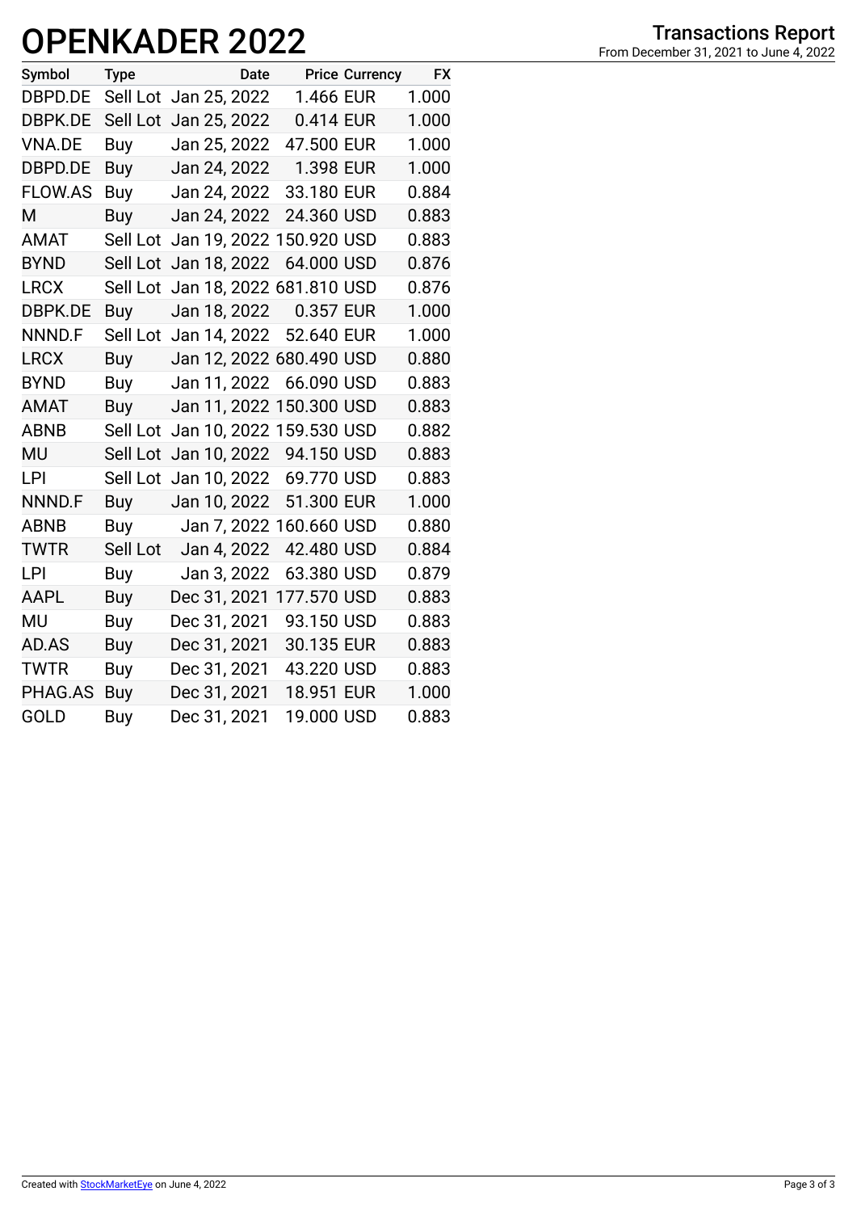# OPENKADER 2022

## Transactions Report

From December 31, 2021 to June 4, 2022

| Symbol | Type | Date | Price | Currency | FX |
|---|---|---|---|---|---|
| DBPD.DE | Sell Lot | Jan 25, 2022 | 1.466 | EUR | 1.000 |
| DBPK.DE | Sell Lot | Jan 25, 2022 | 0.414 | EUR | 1.000 |
| VNA.DE | Buy | Jan 25, 2022 | 47.500 | EUR | 1.000 |
| DBPD.DE | Buy | Jan 24, 2022 | 1.398 | EUR | 1.000 |
| FLOW.AS | Buy | Jan 24, 2022 | 33.180 | EUR | 0.884 |
| M | Buy | Jan 24, 2022 | 24.360 | USD | 0.883 |
| AMAT | Sell Lot | Jan 19, 2022 | 150.920 | USD | 0.883 |
| BYND | Sell Lot | Jan 18, 2022 | 64.000 | USD | 0.876 |
| LRCX | Sell Lot | Jan 18, 2022 | 681.810 | USD | 0.876 |
| DBPK.DE | Buy | Jan 18, 2022 | 0.357 | EUR | 1.000 |
| NNND.F | Sell Lot | Jan 14, 2022 | 52.640 | EUR | 1.000 |
| LRCX | Buy | Jan 12, 2022 | 680.490 | USD | 0.880 |
| BYND | Buy | Jan 11, 2022 | 66.090 | USD | 0.883 |
| AMAT | Buy | Jan 11, 2022 | 150.300 | USD | 0.883 |
| ABNB | Sell Lot | Jan 10, 2022 | 159.530 | USD | 0.882 |
| MU | Sell Lot | Jan 10, 2022 | 94.150 | USD | 0.883 |
| LPI | Sell Lot | Jan 10, 2022 | 69.770 | USD | 0.883 |
| NNND.F | Buy | Jan 10, 2022 | 51.300 | EUR | 1.000 |
| ABNB | Buy | Jan 7, 2022 | 160.660 | USD | 0.880 |
| TWTR | Sell Lot | Jan 4, 2022 | 42.480 | USD | 0.884 |
| LPI | Buy | Jan 3, 2022 | 63.380 | USD | 0.879 |
| AAPL | Buy | Dec 31, 2021 | 177.570 | USD | 0.883 |
| MU | Buy | Dec 31, 2021 | 93.150 | USD | 0.883 |
| AD.AS | Buy | Dec 31, 2021 | 30.135 | EUR | 0.883 |
| TWTR | Buy | Dec 31, 2021 | 43.220 | USD | 0.883 |
| PHAG.AS | Buy | Dec 31, 2021 | 18.951 | EUR | 1.000 |
| GOLD | Buy | Dec 31, 2021 | 19.000 | USD | 0.883 |

Created with StockMarketEye on June 4, 2022